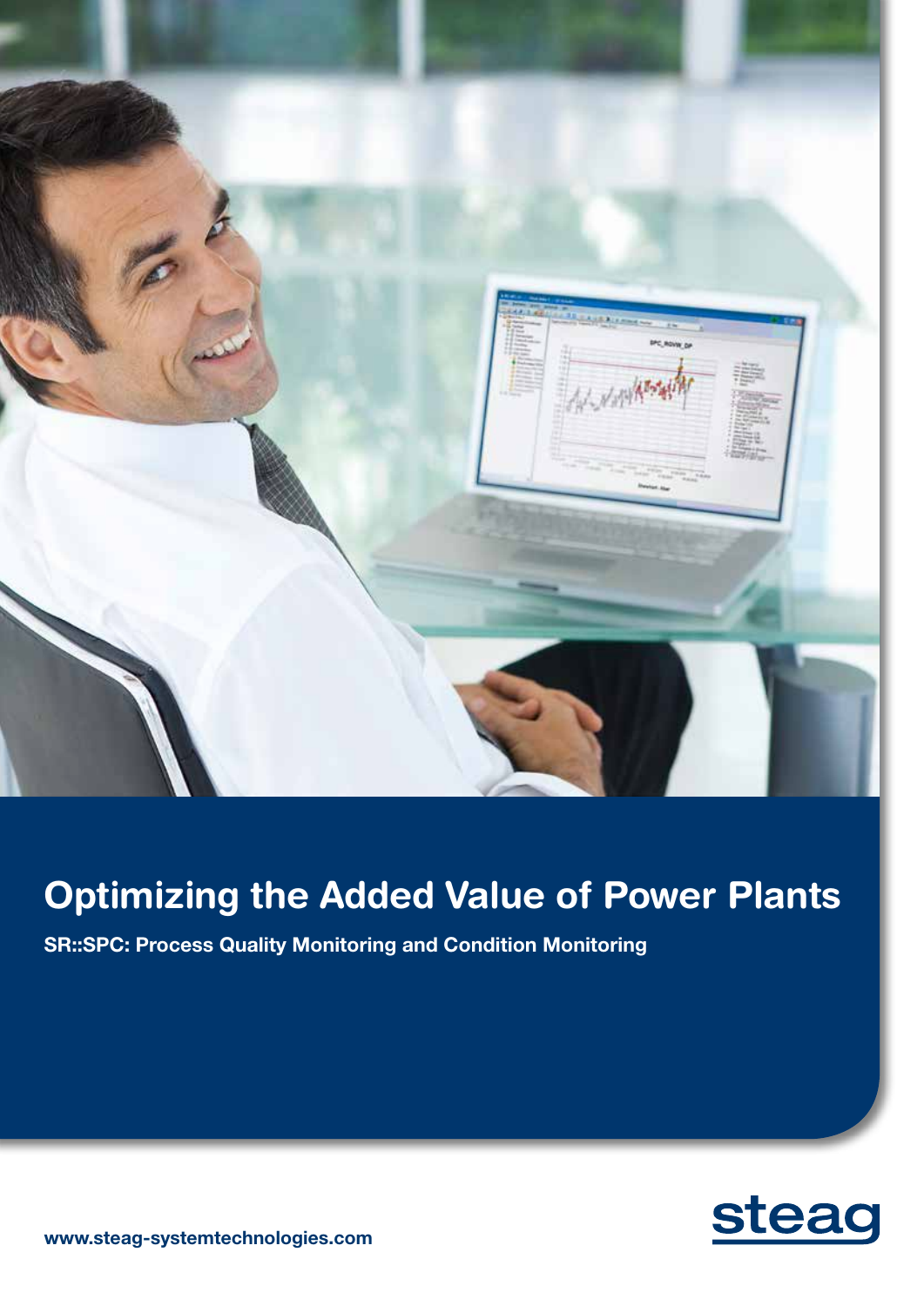# Optimizing the Added Value of Power Plants

**SR::SPC: Process Quality Monitoring and Condition Monitoring**

**www.steag-systemtechnologies.com**

steag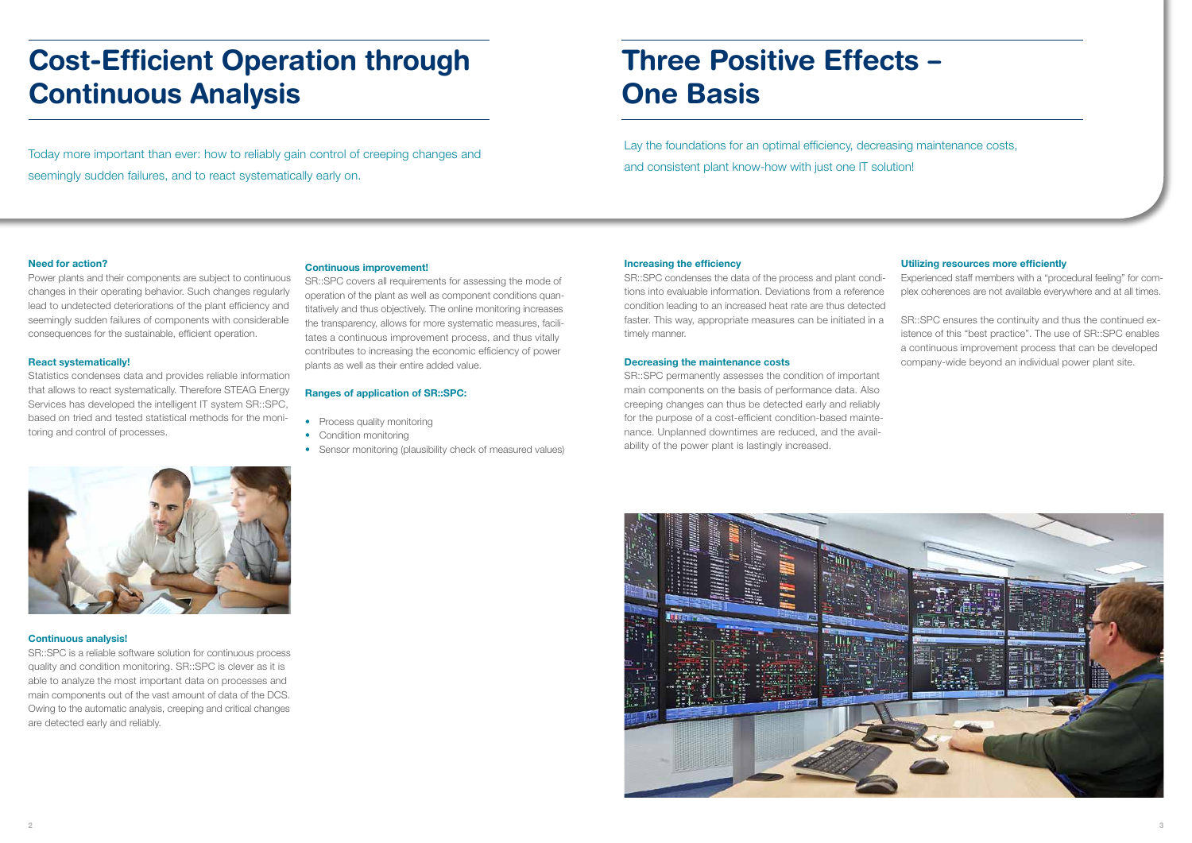# Cost-Efficient Operation through Continuous Analysis

Today more important than ever: how to reliably gain control of creeping changes and seemingly sudden failures, and to react systematically early on.

**Need for action?**

Power plants and their components are subject to continuous changes in their operating behavior. Such changes regularly lead to undetected deteriorations of the plant efficiency and seemingly sudden failures of components with considerable consequences for the sustainable, efficient operation.

**React systematically!**

Statistics condenses data and provides reliable information that allows to react systematically. Therefore STEAG Energy Services has developed the intelligent IT system SR::SPC, based on tried and tested statistical methods for the monitoring and control of processes.

**Continuous analysis!**

SR::SPC is a reliable software solution for continuous process quality and condition monitoring. SR::SPC is clever as it is able to analyze the most important data on processes and main components out of the vast amount of data of the DCS. Owing to the automatic analysis, creeping and critical changes are detected early and reliably.

**Continuous improvement!**

SR::SPC covers all requirements for assessing the mode of operation of the plant as well as component conditions quantitatively and thus objectively. The online monitoring increases the transparency, allows for more systematic measures, facilitates a continuous improvement process, and thus vitally contributes to increasing the economic efficiency of power plants as well as their entire added value.

**Ranges of application of SR::SPC:**

- Process quality monitoring
- Condition monitoring
- Sensor monitoring (plausibility check of measured values)

# Three Positive Effects – One Basis

Lay the foundations for an optimal efficiency, decreasing maintenance costs, and consistent plant know-how with just one IT solution!

**Increasing the efficiency**

SR::SPC condenses the data of the process and plant conditions into evaluable information. Deviations from a reference condition leading to an increased heat rate are thus detected faster. This way, appropriate measures can be initiated in a timely manner.

**Decreasing the maintenance costs**

SR::SPC permanently assesses the condition of important main components on the basis of performance data. Also creeping changes can thus be detected early and reliably for the purpose of a cost-efficient condition-based maintenance. Unplanned downtimes are reduced, and the availability of the power plant is lastingly increased.

**Utilizing resources more efficiently**

Experienced staff members with a "procedural feeling" for complex coherences are not available everywhere and at all times.

SR::SPC ensures the continuity and thus the continued existence of this "best practice". The use of SR::SPC enables a continuous improvement process that can be developed company-wide beyond an individual power plant site.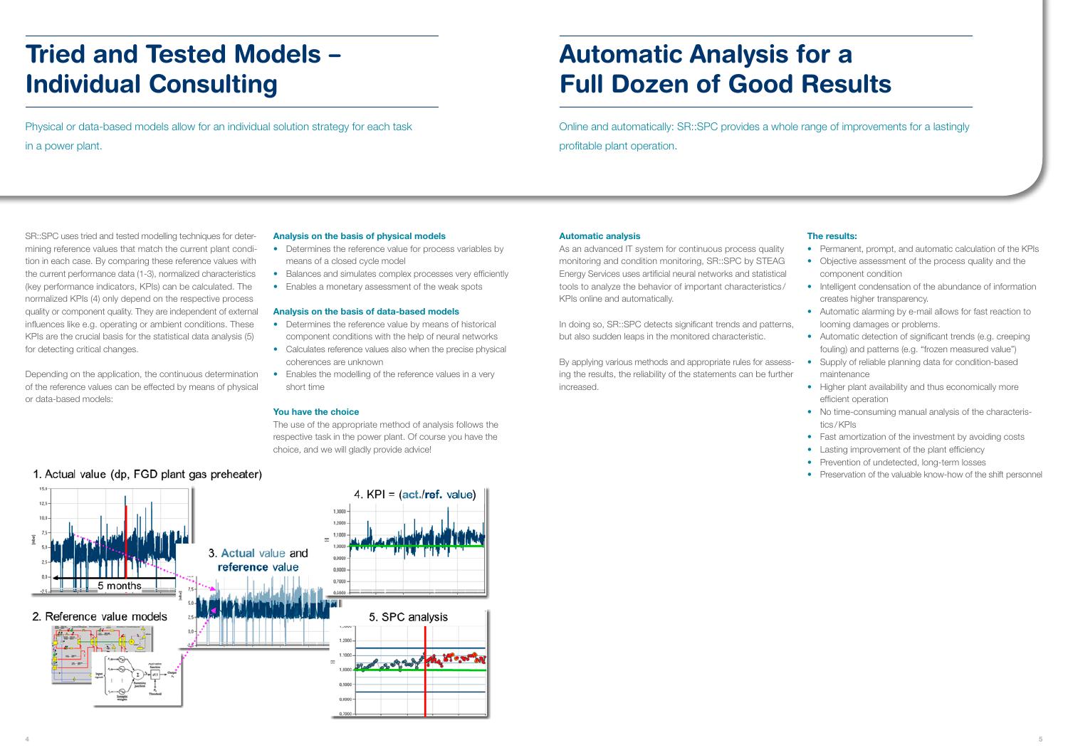# Tried and Tested Models – Individual Consulting

Physical or data-based models allow for an individual solution strategy for each task in a power plant.

SR::SPC uses tried and tested modelling techniques for determining reference values that match the current plant condition in each case. By comparing these reference values with the current performance data (1-3), normalized characteristics (key performance indicators, KPIs) can be calculated. The normalized KPIs (4) only depend on the respective process quality or component quality. They are independent of external influences like e.g. operating or ambient conditions. These KPIs are the crucial basis for the statistical data analysis (5) for detecting critical changes.

Depending on the application, the continuous determination of the reference values can be effected by means of physical or data-based models:

### Analysis on the basis of physical models

- Determines the reference value for process variables by means of a closed cycle model
- Balances and simulates complex processes very efficiently
- Enables a monetary assessment of the weak spots

### Analysis on the basis of data-based models

- Determines the reference value by means of historical component conditions with the help of neural networks
- Calculates reference values also when the precise physical coherences are unknown
- Enables the modelling of the reference values in a very short time

### You have the choice

The use of the appropriate method of analysis follows the respective task in the power plant. Of course you have the choice, and we will gladly provide advice!

1. Actual value (dp, FGD plant gas preheater)

5 months

2. Reference value models

3. Actual value and reference value

4. KPI = (act./ref. value)

5. SPC analysis

# Automatic Analysis for a Full Dozen of Good Results

Online and automatically: SR::SPC provides a whole range of improvements for a lastingly profitable plant operation.

### Automatic analysis

As an advanced IT system for continuous process quality monitoring and condition monitoring, SR::SPC by STEAG Energy Services uses artificial neural networks and statistical tools to analyze the behavior of important characteristics/KPIs online and automatically.

In doing so, SR::SPC detects significant trends and patterns, but also sudden leaps in the monitored characteristic.

By applying various methods and appropriate rules for assessing the results, the reliability of the statements can be further increased.

### The results:

- Permanent, prompt, and automatic calculation of the KPIs
- Objective assessment of the process quality and the component condition
- Intelligent condensation of the abundance of information creates higher transparency.
- Automatic alarming by e-mail allows for fast reaction to looming damages or problems.
- Automatic detection of significant trends (e.g. creeping fouling) and patterns (e.g. "frozen measured value")
- Supply of reliable planning data for condition-based maintenance
- Higher plant availability and thus economically more efficient operation
- No time-consuming manual analysis of the characteristics/KPIs
- Fast amortization of the investment by avoiding costs
- Lasting improvement of the plant efficiency
- Prevention of undetected, long-term losses
- Preservation of the valuable know-how of the shift personnel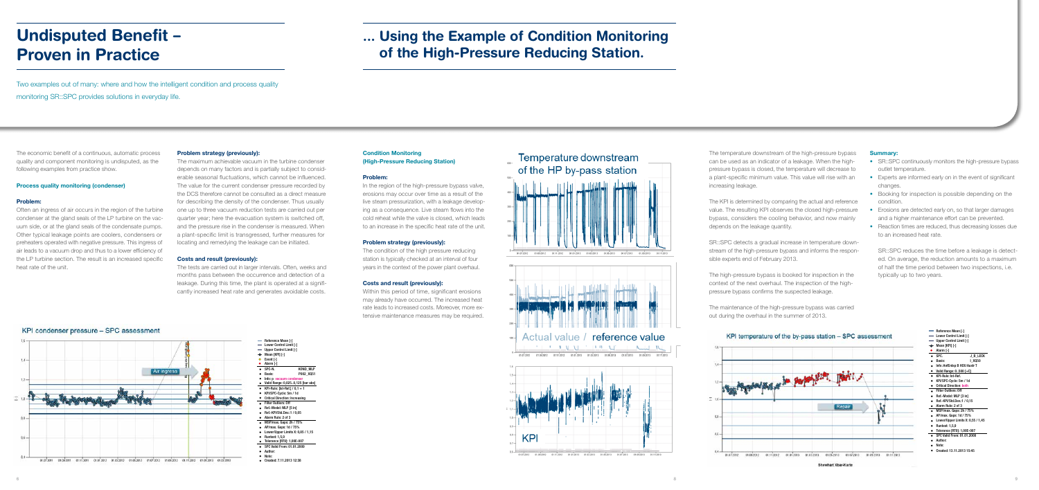# Undisputed Benefit – Proven in Practice

Two examples out of many: where and how the intelligent condition and process quality monitoring SR::SPC provides solutions in everyday life.

The economic benefit of a continuous, automatic process quality and component monitoring is undisputed, as the following examples from practice show.

### Process quality monitoring (condenser)

#### Problem:

Often an ingress of air occurs in the region of the turbine condenser at the gland seals of the LP turbine on the vacuum side, or at the gland seals of the condensate pumps. Other typical leakage points are coolers, condensers or preheaters operated with negative pressure. This ingress of air leads to a vacuum drop and thus to a lower efficiency of the LP turbine section. The result is an increased specific heat rate of the unit.

#### Problem strategy (previously):

The maximum achievable vacuum in the turbine condenser depends on many factors and is partially subject to considerable seasonal fluctuations, which cannot be influenced. The value for the current condenser pressure recorded by the DCS therefore cannot be consulted as a direct measure for describing the density of the condenser. Thus usually one up to three vacuum reduction tests are carried out per quarter year; here the evacuation system is switched off, and the pressure rise in the condenser is measured. When a plant-specific limit is transgressed, further measures for locating and remedying the leakage can be initiated.

#### Costs and result (previously):

The tests are carried out in larger intervals. Often, weeks and months pass between the occurrence and detection of a leakage. During this time, the plant is operated at a significantly increased heat rate and generates avoidable costs.

KPI condenser pressure – SPC assessment

# ... Using the Example of Condition Monitoring of the High-Pressure Reducing Station.

### Condition Monitoring (High-Pressure Reducing Station)

#### Problem:

In the region of the high-pressure bypass valve, erosions may occur over time as a result of the live steam pressurization, with a leakage developing as a consequence. Live steam flows into the cold reheat while the valve is closed, which leads to an increase in the specific heat rate of the unit.

#### Problem strategy (previously):

The condition of the high pressure reducing station is typically checked at an interval of four years in the context of the power plant overhaul.

#### Costs and result (previously):

Within this period of time, significant erosions may already have occurred. The increased heat rate leads to increased costs. Moreover, more extensive maintenance measures may be required.

Temperature downstream of the HP by-pass station

Actual value / reference value

KPI

The temperature downstream of the high-pressure bypass can be used as an indicator of a leakage. When the high-pressure bypass is closed, the temperature will decrease to a plant-specific minimum value. This value will rise with an increasing leakage.

The KPI is determined by comparing the actual and reference value. The resulting KPI observes the closed high-pressure bypass, considers the cooling behavior, and now mainly depends on the leakage quantity.

SR::SPC detects a gradual increase in temperature downstream of the high-pressure bypass and informs the responsible experts end of February 2013.

The high-pressure bypass is booked for inspection in the context of the next overhaul. The inspection of the high-pressure bypass confirms the suspected leakage.

The maintenance of the high-pressure bypass was carried out during the overhaul in the summer of 2013.

#### Summary:

- SR::SPC continuously monitors the high-pressure bypass outlet temperature.
- Experts are informed early on in the event of significant changes.
- Booking for inspection is possible depending on the condition.
- Erosions are detected early on, so that larger damages and a higher maintenance effort can be prevented.
- Reaction times are reduced, thus decreasing losses due to an increased heat rate.

SR::SPC reduces the time before a leakage is detected. On average, the reduction amounts to a maximum of half the time period between two inspections, i.e. typically up to two years.

KPI temperature of the by-pass station – SPC assessment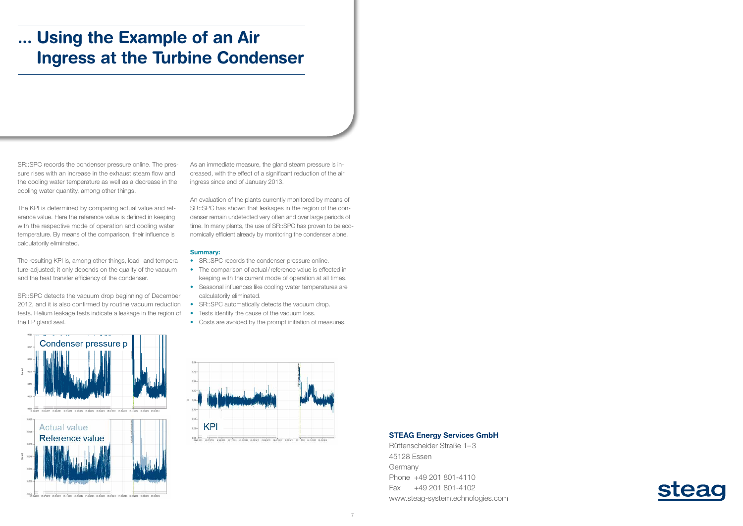# ... Using the Example of an Air Ingress at the Turbine Condenser

SR::SPC records the condenser pressure online. The pressure rises with an increase in the exhaust steam flow and the cooling water temperature as well as a decrease in the cooling water quantity, among other things.

The KPI is determined by comparing actual value and reference value. Here the reference value is defined in keeping with the respective mode of operation and cooling water temperature. By means of the comparison, their influence is calculatorily eliminated.

The resulting KPI is, among other things, load- and temperature-adjusted; it only depends on the quality of the vacuum and the heat transfer efficiency of the condenser.

SR::SPC detects the vacuum drop beginning of December 2012, and it is also confirmed by routine vacuum reduction tests. Helium leakage tests indicate a leakage in the region of the LP gland seal.

As an immediate measure, the gland steam pressure is increased, with the effect of a significant reduction of the air ingress since end of January 2013.

An evaluation of the plants currently monitored by means of SR::SPC has shown that leakages in the region of the condenser remain undetected very often and over large periods of time. In many plants, the use of SR::SPC has proven to be economically efficient already by monitoring the condenser alone.

**Summary:**

- SR::SPC records the condenser pressure online.
- The comparison of actual/reference value is effected in keeping with the current mode of operation at all times.
- Seasonal influences like cooling water temperatures are calculatorily eliminated.
- SR::SPC automatically detects the vacuum drop.
- Tests identify the cause of the vacuum loss.
- Costs are avoided by the prompt initiation of measures.

Condenser pressure p

Actual value
Reference value

KPI

**STEAG Energy Services GmbH**
Rüttenscheider Straße 1–3
45128 Essen
Germany
Phone +49 201 801-4110
Fax +49 201 801-4102
www.steag-systemtechnologies.com

steag